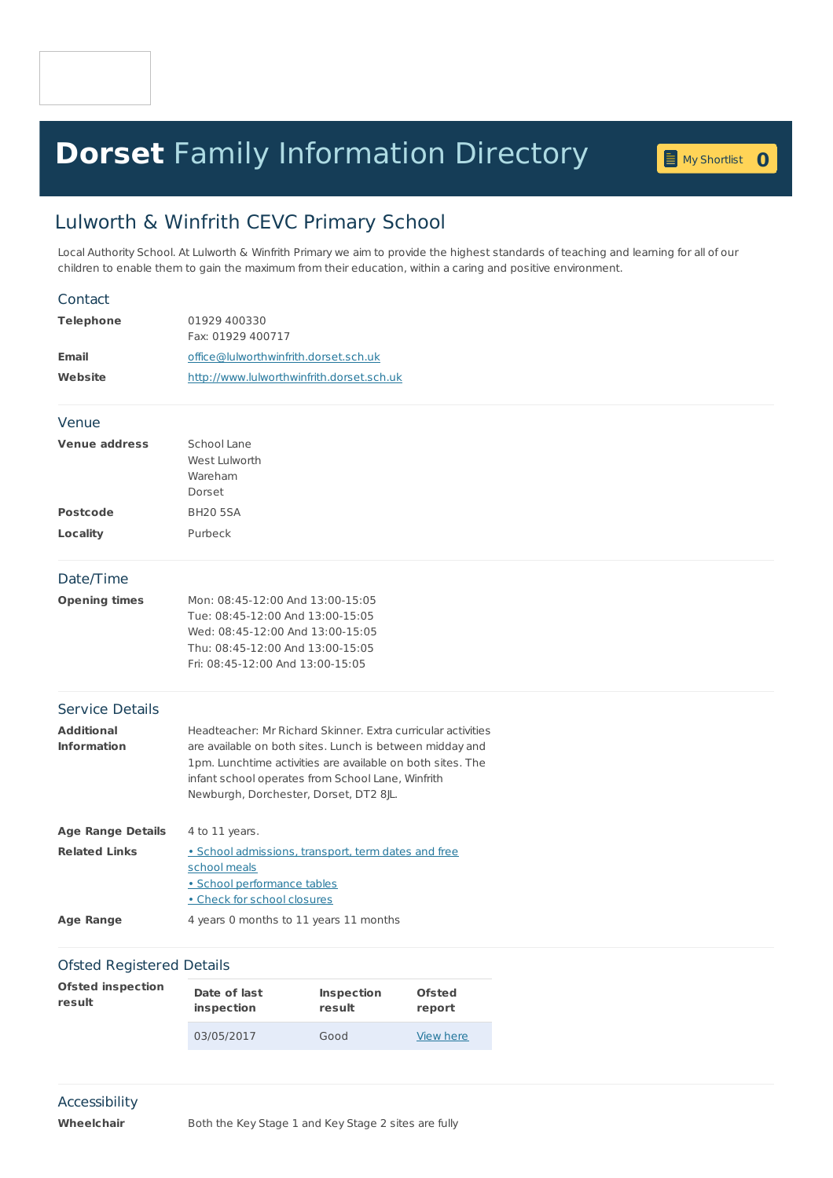# **Dorset** Family Information Directory

My Shortlist 0

## Lulworth & Winfrith CEVC Primary School

Local Authority School. At Lulworth & Winfrith Primary we aim to provide the highest standards of teaching and learning for all of our children to enable them to gain the maximum from their education, within a caring and positive environment.

### Contact

**Telephone**
01929 400330
Fax: 01929 400717

**Email**
office@lulworthwinfrith.dorset.sch.uk

**Website**
http://www.lulworthwinfrith.dorset.sch.uk

### Venue

**Venue address**
School Lane
West Lulworth
Wareham
Dorset

**Postcode**
BH20 5SA

**Locality**
Purbeck

### Date/Time

**Opening times**
Mon: 08:45-12:00 And 13:00-15:05
Tue: 08:45-12:00 And 13:00-15:05
Wed: 08:45-12:00 And 13:00-15:05
Thu: 08:45-12:00 And 13:00-15:05
Fri: 08:45-12:00 And 13:00-15:05

### Service Details

**Additional Information**
Headteacher: Mr Richard Skinner. Extra curricular activities are available on both sites. Lunch is between midday and 1pm. Lunchtime activities are available on both sites. The infant school operates from School Lane, Winfrith Newburgh, Dorchester, Dorset, DT2 8JL.

**Age Range Details**
4 to 11 years.

**Related Links**
- School admissions, transport, term dates and free school meals
- School performance tables
- Check for school closures

**Age Range**
4 years 0 months to 11 years 11 months

### Ofsted Registered Details

**Ofsted inspection result**

| Date of last inspection | Inspection result | Ofsted report |
|---|---|---|
| 03/05/2017 | Good | View here |

### Accessibility

**Wheelchair**
Both the Key Stage 1 and Key Stage 2 sites are fully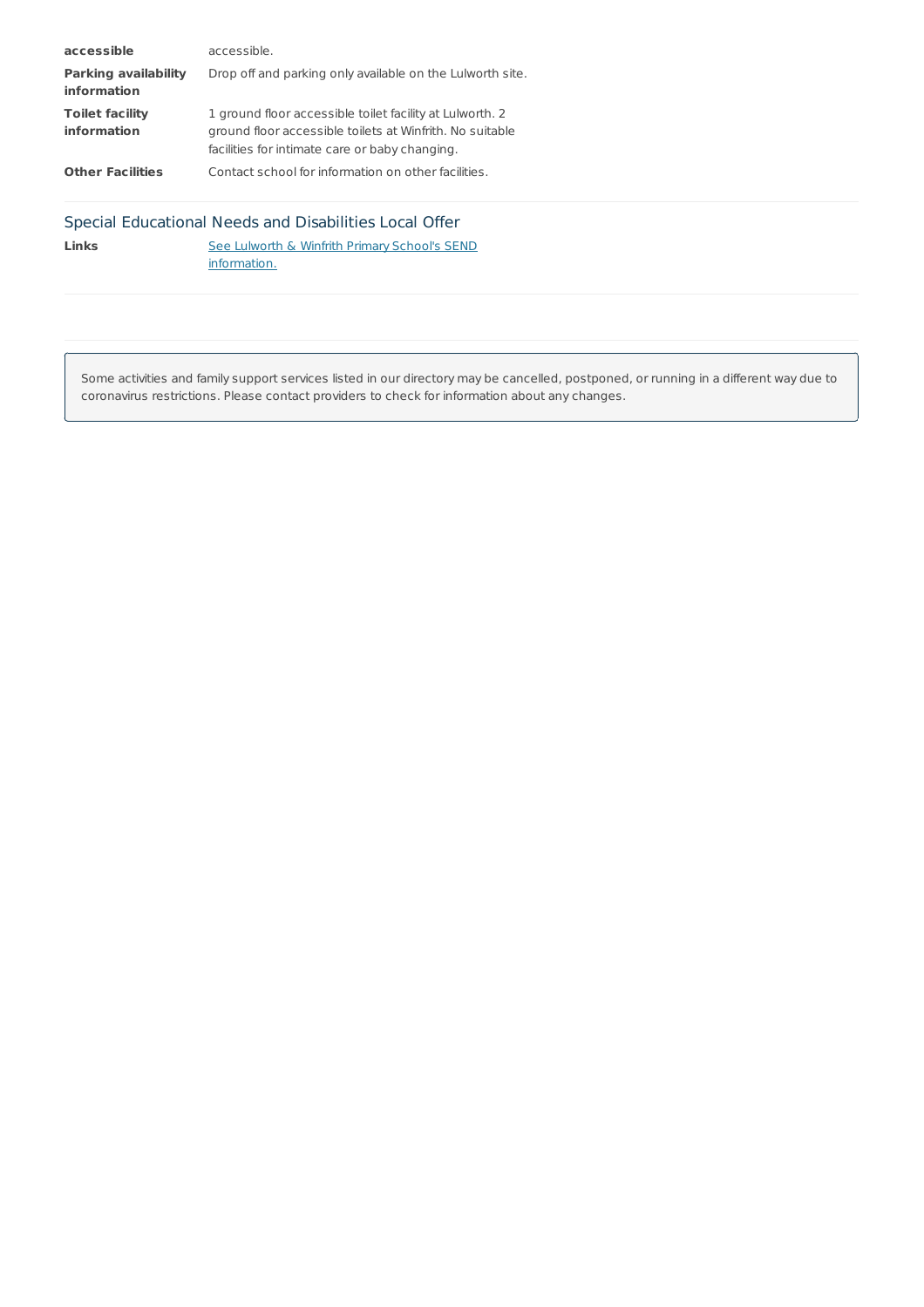| | |
|---|---|
| **accessible** | accessible. |
| **Parking availability information** | Drop off and parking only available on the Lulworth site. |
| **Toilet facility information** | 1 ground floor accessible toilet facility at Lulworth. 2 ground floor accessible toilets at Winfrith. No suitable facilities for intimate care or baby changing. |
| **Other Facilities** | Contact school for information on other facilities. |

## Special Educational Needs and Disabilities Local Offer

| | |
|---|---|
| **Links** | See Lulworth & Winfrith Primary School's SEND information. |

Some activities and family support services listed in our directory may be cancelled, postponed, or running in a different way due to coronavirus restrictions. Please contact providers to check for information about any changes.